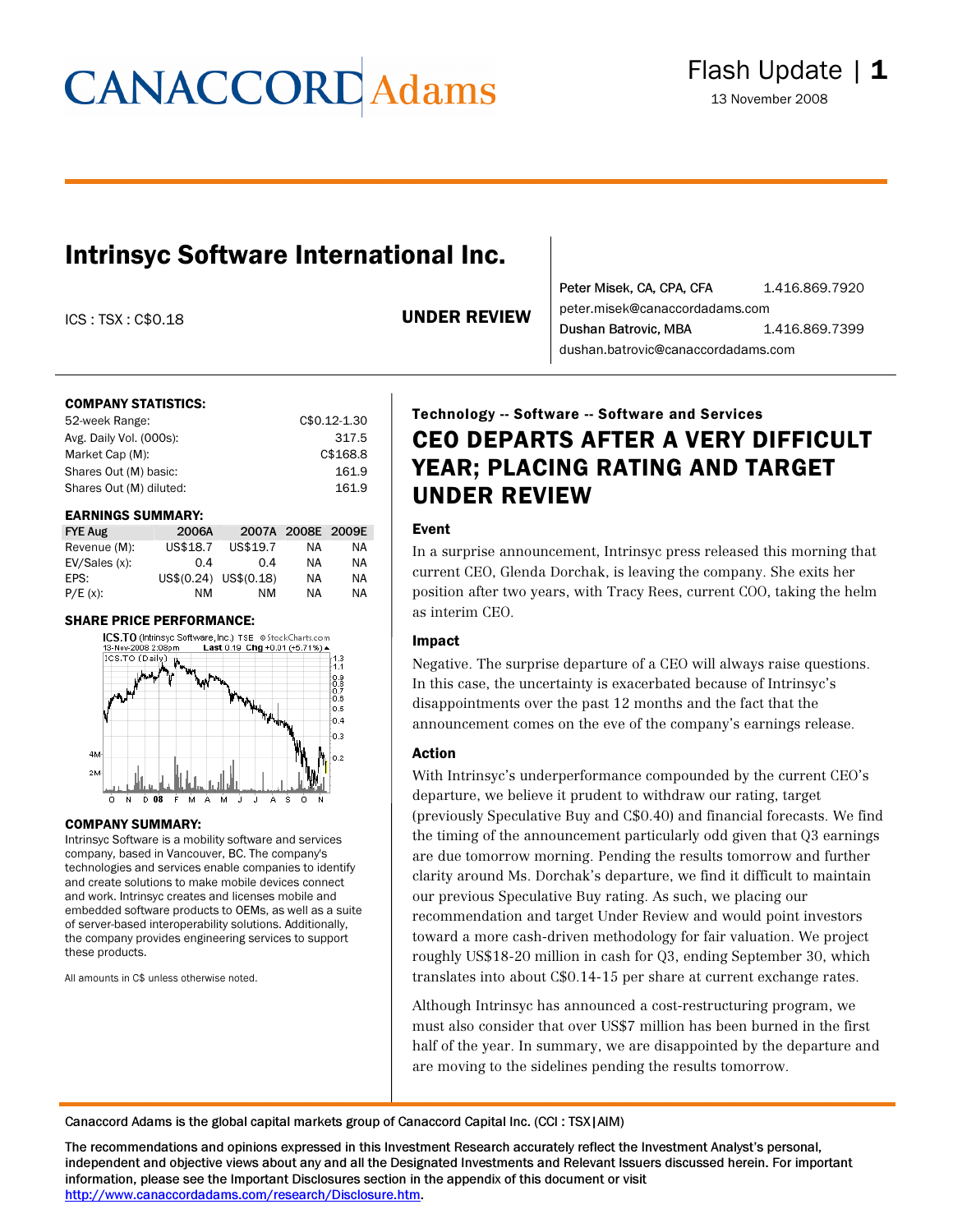# Intrinsyc Software International Inc.

ICS : TSX : C$0.18

**UNDER REVIEW**

Peter Misek, CA, CPA, CFA 1.416.869.7920
peter.misek@canaccordadams.com
Dushan Batrovic, MBA 1.416.869.7399
dushan.batrovic@canaccordadams.com

Flash Update

13 November 2008

**COMPANY STATISTICS:**

| | |
|---|---|
| 52-week Range: | C$0.12-1.30 |
| Avg. Daily Vol. (000s): | 317.5 |
| Market Cap (M): | C$168.8 |
| Shares Out (M) basic: | 161.9 |
| Shares Out (M) diluted: | 161.9 |

**EARNINGS SUMMARY:**

| FYE Aug | 2006A | 2007A | 2008E | 2009E |
|---|---|---|---|---|
| Revenue (M): | US$18.7 | US$19.7 | NA | NA |
| EV/Sales (x): | 0.4 | 0.4 | NA | NA |
| EPS: | US$(0.24) | US$(0.18) | NA | NA |
| P/E (x): | NM | NM | NA | NA |

**SHARE PRICE PERFORMANCE:**

**COMPANY SUMMARY:**

Intrinsyc Software is a mobility software and services company, based in Vancouver, BC. The company's technologies and services enable companies to identify and create solutions to make mobile devices connect and work. Intrinsyc creates and licenses mobile and embedded software products to OEMs, as well as a suite of server-based interoperability solutions. Additionally, the company provides engineering services to support these products.

All amounts in C$ unless otherwise noted.

**Technology -- Software -- Software and Services**

## CEO DEPARTS AFTER A VERY DIFFICULT YEAR; PLACING RATING AND TARGET UNDER REVIEW

### Event

In a surprise announcement, Intrinsyc press released this morning that current CEO, Glenda Dorchak, is leaving the company. She exits her position after two years, with Tracy Rees, current COO, taking the helm as interim CEO.

### Impact

Negative. The surprise departure of a CEO will always raise questions. In this case, the uncertainty is exacerbated because of Intrinsyc's disappointments over the past 12 months and the fact that the announcement comes on the eve of the company's earnings release.

### Action

With Intrinsyc's underperformance compounded by the current CEO's departure, we believe it prudent to withdraw our rating, target (previously Speculative Buy and C$0.40) and financial forecasts. We find the timing of the announcement particularly odd given that Q3 earnings are due tomorrow morning. Pending the results tomorrow and further clarity around Ms. Dorchak's departure, we find it difficult to maintain our previous Speculative Buy rating. As such, we placing our recommendation and target Under Review and would point investors toward a more cash-driven methodology for fair valuation. We project roughly US$18-20 million in cash for Q3, ending September 30, which translates into about C$0.14-15 per share at current exchange rates.

Although Intrinsyc has announced a cost-restructuring program, we must also consider that over US$7 million has been burned in the first half of the year. In summary, we are disappointed by the departure and are moving to the sidelines pending the results tomorrow.

Canaccord Adams is the global capital markets group of Canaccord Capital Inc. (CCI : TSX|AIM)

The recommendations and opinions expressed in this Investment Research accurately reflect the Investment Analyst's personal, independent and objective views about any and all the Designated Investments and Relevant Issuers discussed herein. For important information, please see the Important Disclosures section in the appendix of this document or visit http://www.canaccordadams.com/research/Disclosure.htm.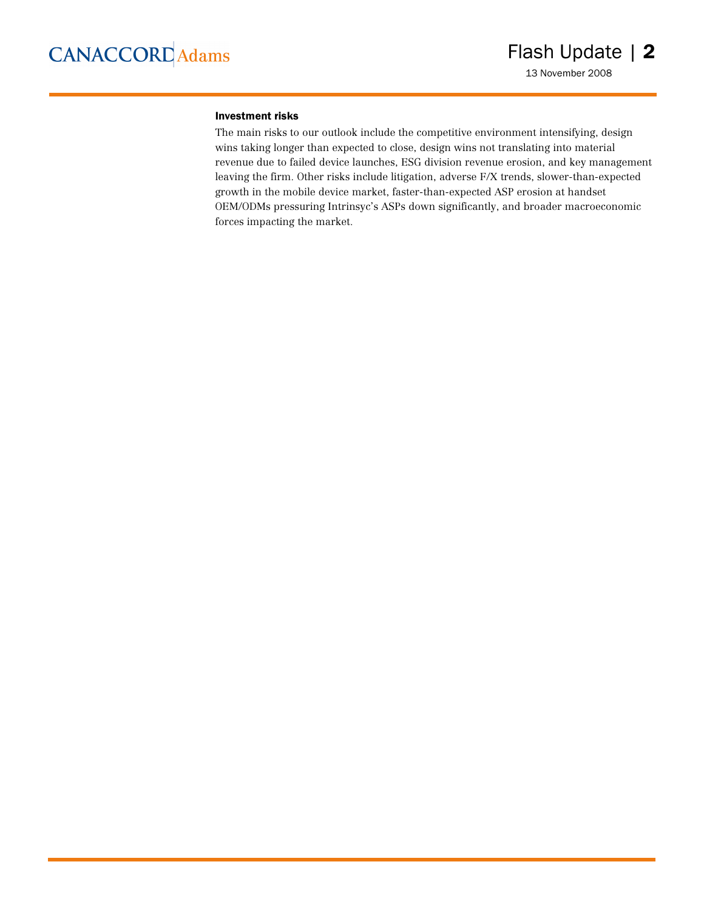### Investment risks

The main risks to our outlook include the competitive environment intensifying, design wins taking longer than expected to close, design wins not translating into material revenue due to failed device launches, ESG division revenue erosion, and key management leaving the firm. Other risks include litigation, adverse F/X trends, slower-than-expected growth in the mobile device market, faster-than-expected ASP erosion at handset OEM/ODMs pressuring Intrinsyc's ASPs down significantly, and broader macroeconomic forces impacting the market.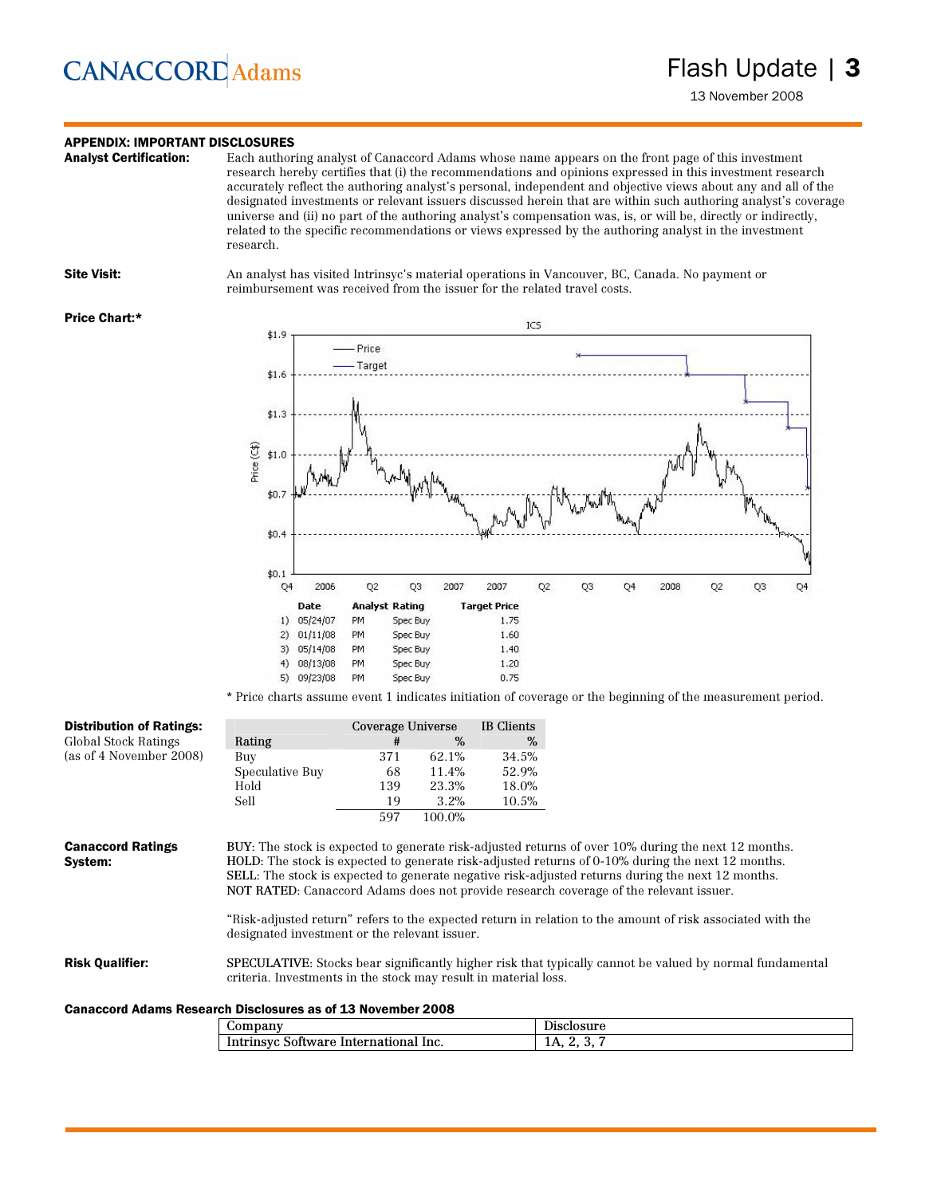## APPENDIX: IMPORTANT DISCLOSURES

**Analyst Certification:** Each authoring analyst of Canaccord Adams whose name appears on the front page of this investment research hereby certifies that (i) the recommendations and opinions expressed in this investment research accurately reflect the authoring analyst's personal, independent and objective views about any and all of the designated investments or relevant issuers discussed herein that are within such authoring analyst's coverage universe and (ii) no part of the authoring analyst's compensation was, is, or will be, directly or indirectly, related to the specific recommendations or views expressed by the authoring analyst in the investment research.

**Site Visit:** An analyst has visited Intrinsyc's material operations in Vancouver, BC, Canada. No payment or reimbursement was received from the issuer for the related travel costs.

**Price Chart:***

| | Date | Analyst | Rating | Target Price |
|---|---|---|---|---|
| 1) | 05/24/07 | PM | Spec Buy | 1.75 |
| 2) | 01/11/08 | PM | Spec Buy | 1.60 |
| 3) | 05/14/08 | PM | Spec Buy | 1.40 |
| 4) | 08/13/08 | PM | Spec Buy | 1.20 |
| 5) | 09/23/08 | PM | Spec Buy | 0.75 |

\* Price charts assume event 1 indicates initiation of coverage or the beginning of the measurement period.

**Distribution of Ratings:**
Global Stock Ratings
(as of 4 November 2008)

| Rating | Coverage Universe # | Coverage Universe % | IB Clients % |
|---|---|---|---|
| Buy | 371 | 62.1% | 34.5% |
| Speculative Buy | 68 | 11.4% | 52.9% |
| Hold | 139 | 23.3% | 18.0% |
| Sell | 19 | 3.2% | 10.5% |
| | 597 | 100.0% | |

**Canaccord Ratings System:**

BUY: The stock is expected to generate risk-adjusted returns of over 10% during the next 12 months.
HOLD: The stock is expected to generate risk-adjusted returns of 0-10% during the next 12 months.
SELL: The stock is expected to generate negative risk-adjusted returns during the next 12 months.
NOT RATED: Canaccord Adams does not provide research coverage of the relevant issuer.

"Risk-adjusted return" refers to the expected return in relation to the amount of risk associated with the designated investment or the relevant issuer.

**Risk Qualifier:** SPECULATIVE: Stocks bear significantly higher risk that typically cannot be valued by normal fundamental criteria. Investments in the stock may result in material loss.

**Canaccord Adams Research Disclosures as of 13 November 2008**

| Company | Disclosure |
|---|---|
| Intrinsyc Software International Inc. | 1A, 2, 3, 7 |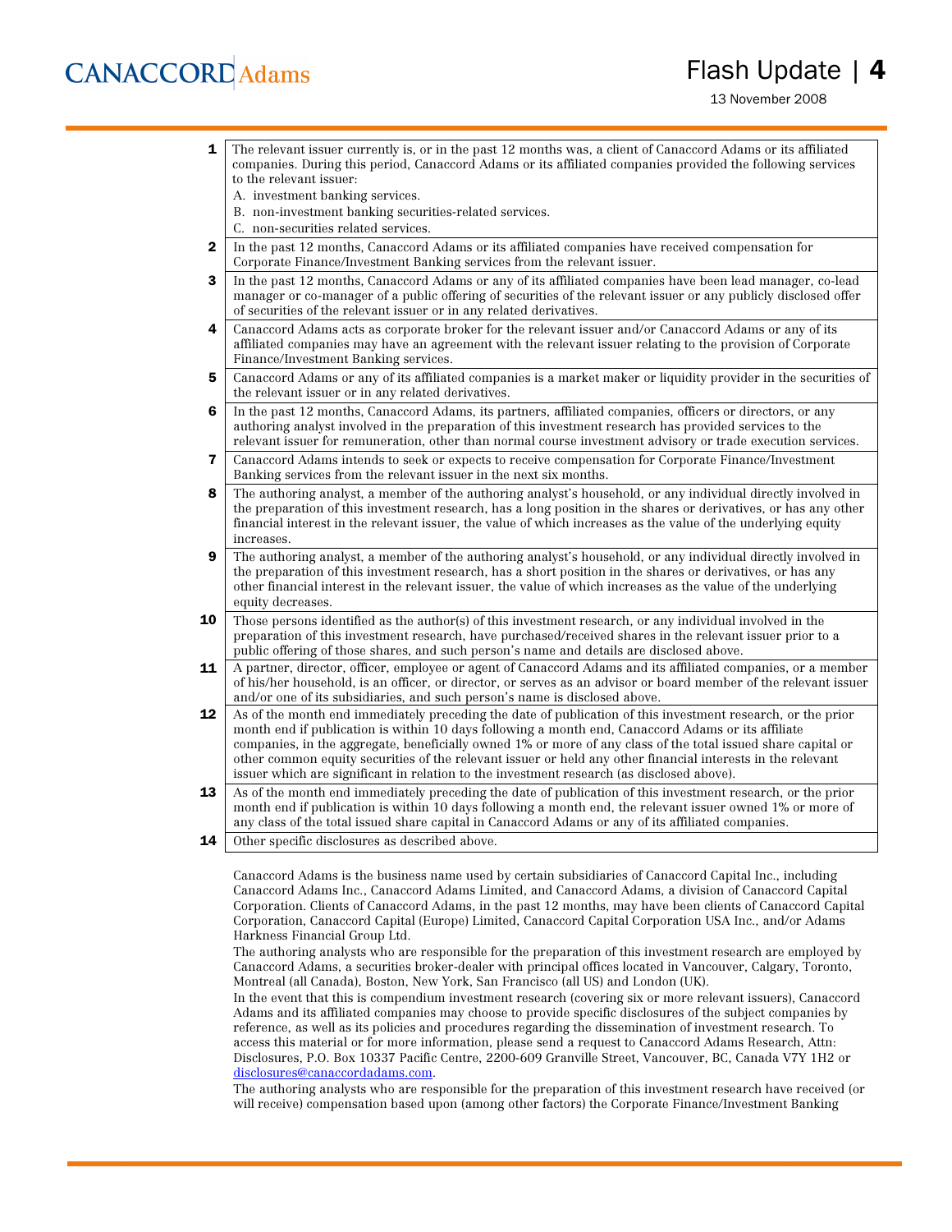| | |
|---|---|
| **1** | The relevant issuer currently is, or in the past 12 months was, a client of Canaccord Adams or its affiliated companies. During this period, Canaccord Adams or its affiliated companies provided the following services to the relevant issuer:<br>A. investment banking services.<br>B. non-investment banking securities-related services.<br>C. non-securities related services. |
| **2** | In the past 12 months, Canaccord Adams or its affiliated companies have received compensation for Corporate Finance/Investment Banking services from the relevant issuer. |
| **3** | In the past 12 months, Canaccord Adams or any of its affiliated companies have been lead manager, co-lead manager or co-manager of a public offering of securities of the relevant issuer or any publicly disclosed offer of securities of the relevant issuer or in any related derivatives. |
| **4** | Canaccord Adams acts as corporate broker for the relevant issuer and/or Canaccord Adams or any of its affiliated companies may have an agreement with the relevant issuer relating to the provision of Corporate Finance/Investment Banking services. |
| **5** | Canaccord Adams or any of its affiliated companies is a market maker or liquidity provider in the securities of the relevant issuer or in any related derivatives. |
| **6** | In the past 12 months, Canaccord Adams, its partners, affiliated companies, officers or directors, or any authoring analyst involved in the preparation of this investment research has provided services to the relevant issuer for remuneration, other than normal course investment advisory or trade execution services. |
| **7** | Canaccord Adams intends to seek or expects to receive compensation for Corporate Finance/Investment Banking services from the relevant issuer in the next six months. |
| **8** | The authoring analyst, a member of the authoring analyst's household, or any individual directly involved in the preparation of this investment research, has a long position in the shares or derivatives, or has any other financial interest in the relevant issuer, the value of which increases as the value of the underlying equity increases. |
| **9** | The authoring analyst, a member of the authoring analyst's household, or any individual directly involved in the preparation of this investment research, has a short position in the shares or derivatives, or has any other financial interest in the relevant issuer, the value of which increases as the value of the underlying equity decreases. |
| **10** | Those persons identified as the author(s) of this investment research, or any individual involved in the preparation of this investment research, have purchased/received shares in the relevant issuer prior to a public offering of those shares, and such person's name and details are disclosed above. |
| **11** | A partner, director, officer, employee or agent of Canaccord Adams and its affiliated companies, or a member of his/her household, is an officer, or director, or serves as an advisor or board member of the relevant issuer and/or one of its subsidiaries, and such person's name is disclosed above. |
| **12** | As of the month end immediately preceding the date of publication of this investment research, or the prior month end if publication is within 10 days following a month end, Canaccord Adams or its affiliate companies, in the aggregate, beneficially owned 1% or more of any class of the total issued share capital or other common equity securities of the relevant issuer or held any other financial interests in the relevant issuer which are significant in relation to the investment research (as disclosed above). |
| **13** | As of the month end immediately preceding the date of publication of this investment research, or the prior month end if publication is within 10 days following a month end, the relevant issuer owned 1% or more of any class of the total issued share capital in Canaccord Adams or any of its affiliated companies. |
| **14** | Other specific disclosures as described above. |

Canaccord Adams is the business name used by certain subsidiaries of Canaccord Capital Inc., including Canaccord Adams Inc., Canaccord Adams Limited, and Canaccord Adams, a division of Canaccord Capital Corporation. Clients of Canaccord Adams, in the past 12 months, may have been clients of Canaccord Capital Corporation, Canaccord Capital (Europe) Limited, Canaccord Capital Corporation USA Inc., and/or Adams Harkness Financial Group Ltd.

The authoring analysts who are responsible for the preparation of this investment research are employed by Canaccord Adams, a securities broker-dealer with principal offices located in Vancouver, Calgary, Toronto, Montreal (all Canada), Boston, New York, San Francisco (all US) and London (UK).

In the event that this is compendium investment research (covering six or more relevant issuers), Canaccord Adams and its affiliated companies may choose to provide specific disclosures of the subject companies by reference, as well as its policies and procedures regarding the dissemination of investment research. To access this material or for more information, please send a request to Canaccord Adams Research, Attn: Disclosures, P.O. Box 10337 Pacific Centre, 2200-609 Granville Street, Vancouver, BC, Canada V7Y 1H2 or disclosures@canaccordadams.com.

The authoring analysts who are responsible for the preparation of this investment research have received (or will receive) compensation based upon (among other factors) the Corporate Finance/Investment Banking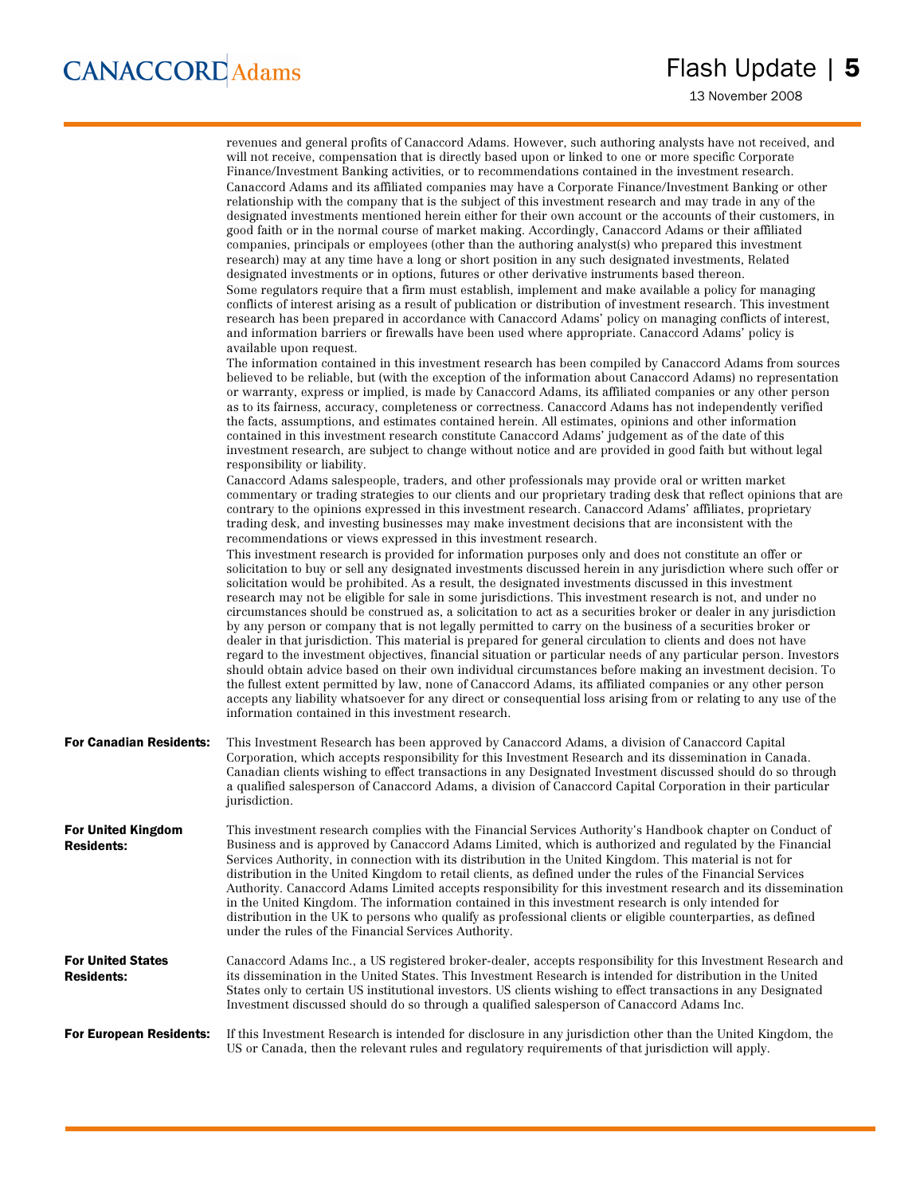revenues and general profits of Canaccord Adams. However, such authoring analysts have not received, and will not receive, compensation that is directly based upon or linked to one or more specific Corporate Finance/Investment Banking activities, or to recommendations contained in the investment research.

Canaccord Adams and its affiliated companies may have a Corporate Finance/Investment Banking or other relationship with the company that is the subject of this investment research and may trade in any of the designated investments mentioned herein either for their own account or the accounts of their customers, in good faith or in the normal course of market making. Accordingly, Canaccord Adams or their affiliated companies, principals or employees (other than the authoring analyst(s) who prepared this investment research) may at any time have a long or short position in any such designated investments, Related designated investments or in options, futures or other derivative instruments based thereon.

Some regulators require that a firm must establish, implement and make available a policy for managing conflicts of interest arising as a result of publication or distribution of investment research. This investment research has been prepared in accordance with Canaccord Adams' policy on managing conflicts of interest, and information barriers or firewalls have been used where appropriate. Canaccord Adams' policy is available upon request.

The information contained in this investment research has been compiled by Canaccord Adams from sources believed to be reliable, but (with the exception of the information about Canaccord Adams) no representation or warranty, express or implied, is made by Canaccord Adams, its affiliated companies or any other person as to its fairness, accuracy, completeness or correctness. Canaccord Adams has not independently verified the facts, assumptions, and estimates contained herein. All estimates, opinions and other information contained in this investment research constitute Canaccord Adams' judgement as of the date of this investment research, are subject to change without notice and are provided in good faith but without legal responsibility or liability.

Canaccord Adams salespeople, traders, and other professionals may provide oral or written market commentary or trading strategies to our clients and our proprietary trading desk that reflect opinions that are contrary to the opinions expressed in this investment research. Canaccord Adams' affiliates, proprietary trading desk, and investing businesses may make investment decisions that are inconsistent with the recommendations or views expressed in this investment research.

This investment research is provided for information purposes only and does not constitute an offer or solicitation to buy or sell any designated investments discussed herein in any jurisdiction where such offer or solicitation would be prohibited. As a result, the designated investments discussed in this investment research may not be eligible for sale in some jurisdictions. This investment research is not, and under no circumstances should be construed as, a solicitation to act as a securities broker or dealer in any jurisdiction by any person or company that is not legally permitted to carry on the business of a securities broker or dealer in that jurisdiction. This material is prepared for general circulation to clients and does not have regard to the investment objectives, financial situation or particular needs of any particular person. Investors should obtain advice based on their own individual circumstances before making an investment decision. To the fullest extent permitted by law, none of Canaccord Adams, its affiliated companies or any other person accepts any liability whatsoever for any direct or consequential loss arising from or relating to any use of the information contained in this investment research.

**For Canadian Residents:** This Investment Research has been approved by Canaccord Adams, a division of Canaccord Capital Corporation, which accepts responsibility for this Investment Research and its dissemination in Canada. Canadian clients wishing to effect transactions in any Designated Investment discussed should do so through a qualified salesperson of Canaccord Adams, a division of Canaccord Capital Corporation in their particular jurisdiction.

**For United Kingdom Residents:** This investment research complies with the Financial Services Authority's Handbook chapter on Conduct of Business and is approved by Canaccord Adams Limited, which is authorized and regulated by the Financial Services Authority, in connection with its distribution in the United Kingdom. This material is not for distribution in the United Kingdom to retail clients, as defined under the rules of the Financial Services Authority. Canaccord Adams Limited accepts responsibility for this investment research and its dissemination in the United Kingdom. The information contained in this investment research is only intended for distribution in the UK to persons who qualify as professional clients or eligible counterparties, as defined under the rules of the Financial Services Authority.

**For United States Residents:** Canaccord Adams Inc., a US registered broker-dealer, accepts responsibility for this Investment Research and its dissemination in the United States. This Investment Research is intended for distribution in the United States only to certain US institutional investors. US clients wishing to effect transactions in any Designated Investment discussed should do so through a qualified salesperson of Canaccord Adams Inc.

**For European Residents:** If this Investment Research is intended for disclosure in any jurisdiction other than the United Kingdom, the US or Canada, then the relevant rules and regulatory requirements of that jurisdiction will apply.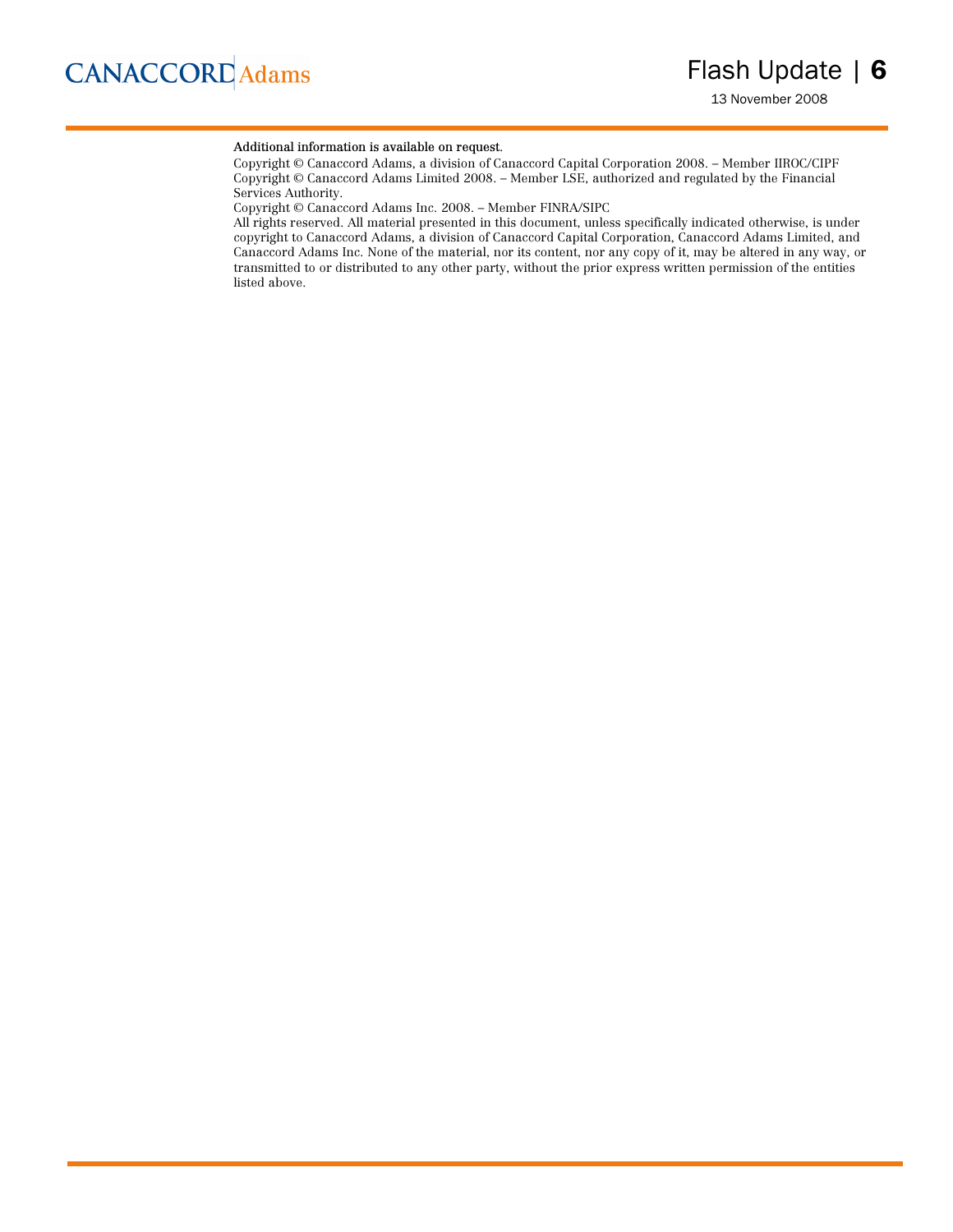**Additional information is available on request.**

Copyright © Canaccord Adams, a division of Canaccord Capital Corporation 2008. – Member IIROC/CIPF
Copyright © Canaccord Adams Limited 2008. – Member LSE, authorized and regulated by the Financial Services Authority.
Copyright © Canaccord Adams Inc. 2008. – Member FINRA/SIPC
All rights reserved. All material presented in this document, unless specifically indicated otherwise, is under copyright to Canaccord Adams, a division of Canaccord Capital Corporation, Canaccord Adams Limited, and Canaccord Adams Inc. None of the material, nor its content, nor any copy of it, may be altered in any way, or transmitted to or distributed to any other party, without the prior express written permission of the entities listed above.